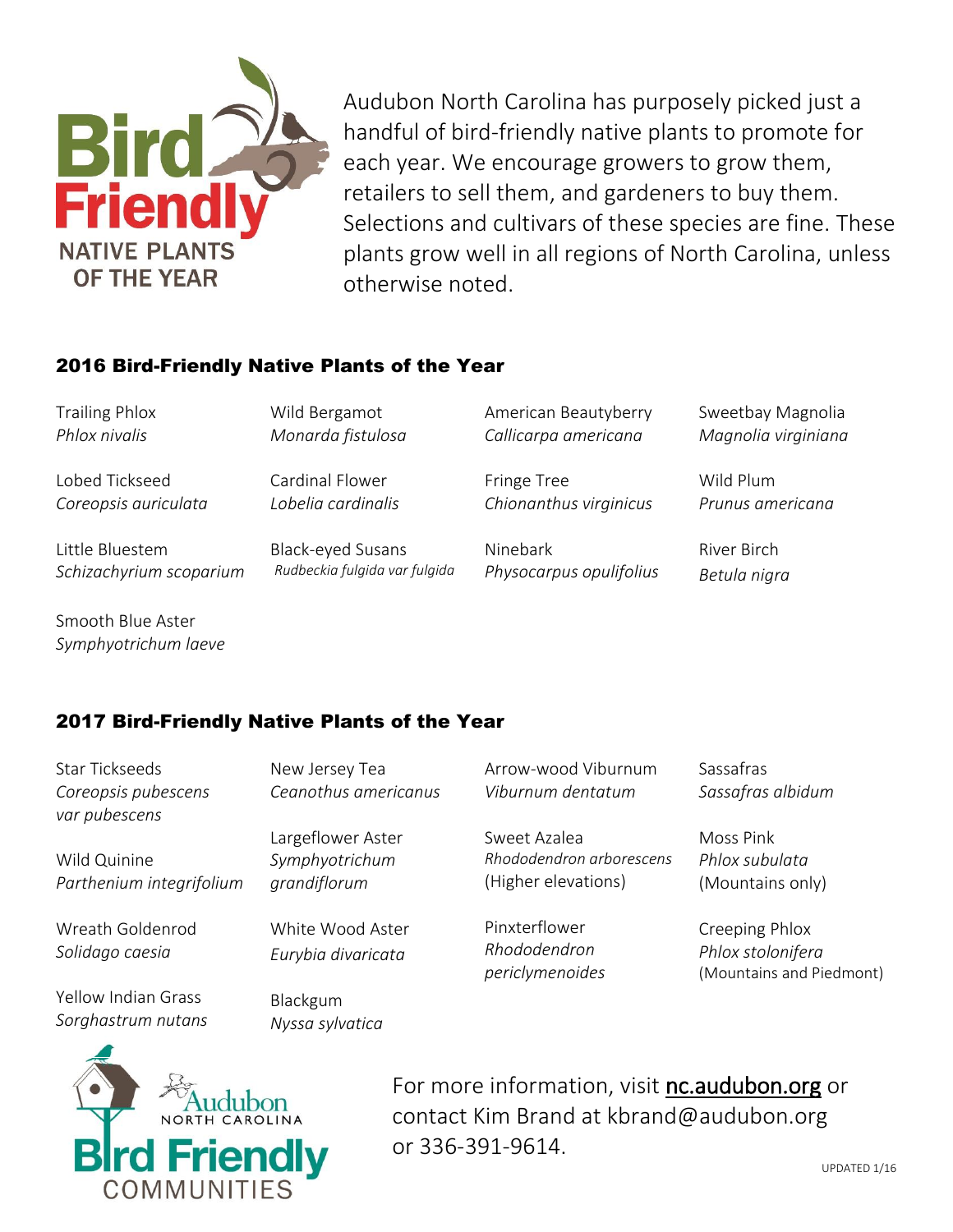# Bird Friendly NATIVE PLANTS OF THE YEAR

Audubon North Carolina has purposely picked just a handful of bird-friendly native plants to promote for each year. We encourage growers to grow them, retailers to sell them, and gardeners to buy them. Selections and cultivars of these species are fine. These plants grow well in all regions of North Carolina, unless otherwise noted.

## 2016 Bird-Friendly Native Plants of the Year

- Trailing Phlox *Phlox nivalis*
- Lobed Tickseed *Coreopsis auriculata*
- Little Bluestem *Schizachyrium scoparium*
- Smooth Blue Aster *Symphyotrichum laeve*
- Wild Bergamot *Monarda fistulosa*
- Cardinal Flower *Lobelia cardinalis*
- Black-eyed Susans *Rudbeckia fulgida var fulgida*
- American Beautyberry *Callicarpa americana*
- Fringe Tree *Chionanthus virginicus*
- Ninebark *Physocarpus opulifolius*
- Sweetbay Magnolia *Magnolia virginiana*
- Wild Plum *Prunus americana*
- River Birch *Betula nigra*

## 2017 Bird-Friendly Native Plants of the Year

- Star Tickseeds *Coreopsis pubescens var pubescens*
- Wild Quinine *Parthenium integrifolium*
- Wreath Goldenrod *Solidago caesia*
- Yellow Indian Grass *Sorghastrum nutans*
- New Jersey Tea *Ceanothus americanus*
- Largeflower Aster *Symphyotrichum grandiflorum*
- White Wood Aster *Eurybia divaricata*
- Blackgum *Nyssa sylvatica*
- Arrow-wood Viburnum *Viburnum dentatum*
- Sweet Azalea *Rhododendron arborescens* (Higher elevations)
- Pinxterflower *Rhododendron periclymenoides*
- Sassafras *Sassafras albidum*
- Moss Pink *Phlox subulata* (Mountains only)
- Creeping Phlox *Phlox stolonifera* (Mountains and Piedmont)

Audubon North Carolina Bird Friendly Communities

For more information, visit nc.audubon.org or contact Kim Brand at kbrand@audubon.org or 336-391-9614.

UPDATED 1/16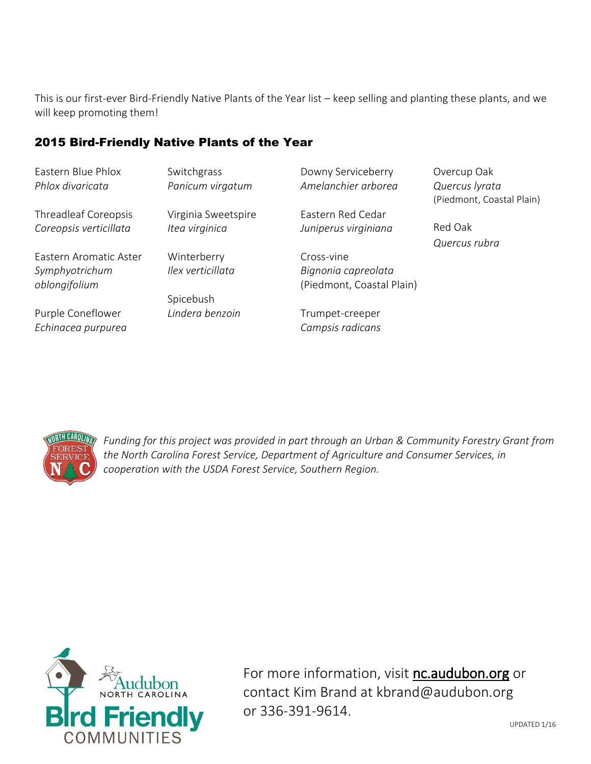This is our first-ever Bird-Friendly Native Plants of the Year list – keep selling and planting these plants, and we will keep promoting them!

## 2015 Bird-Friendly Native Plants of the Year

Eastern Blue Phlox
*Phlox divaricata*

Threadleaf Coreopsis
*Coreopsis verticillata*

Eastern Aromatic Aster
*Symphyotrichum oblongifolium*

Purple Coneflower
*Echinacea purpurea*

Switchgrass
*Panicum virgatum*

Virginia Sweetspire
*Itea virginica*

Winterberry
*Ilex verticillata*

Spicebush
*Lindera benzoin*

Downy Serviceberry
*Amelanchier arborea*

Eastern Red Cedar
*Juniperus virginiana*

Cross-vine
*Bignonia capreolata*
(Piedmont, Coastal Plain)

Trumpet-creeper
*Campsis radicans*

Overcup Oak
*Quercus lyrata*
(Piedmont, Coastal Plain)

Red Oak
*Quercus rubra*

*Funding for this project was provided in part through an Urban & Community Forestry Grant from the North Carolina Forest Service, Department of Agriculture and Consumer Services, in cooperation with the USDA Forest Service, Southern Region.*

For more information, visit nc.audubon.org or contact Kim Brand at kbrand@audubon.org or 336-391-9614.

UPDATED 1/16